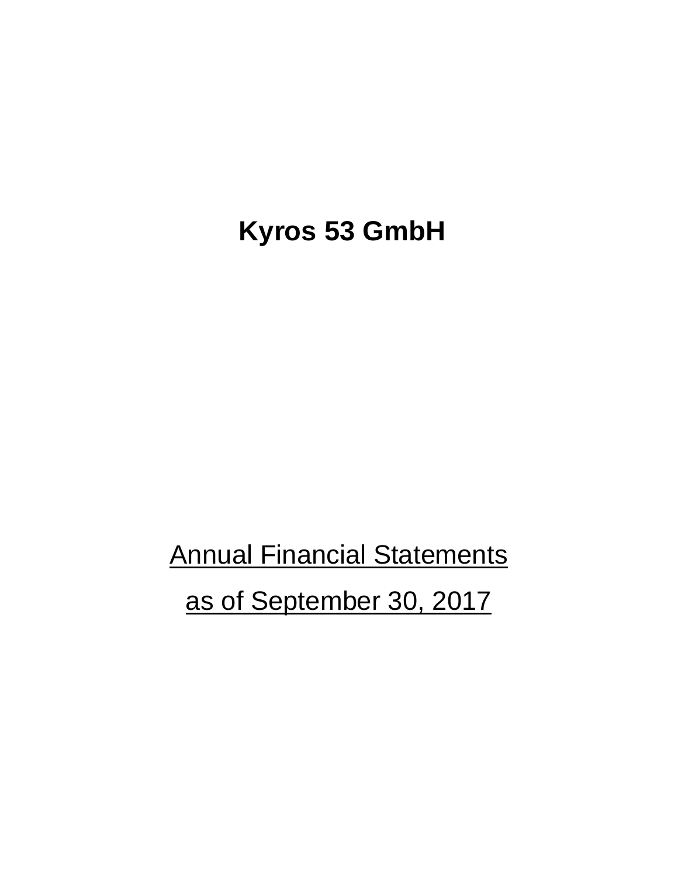# Kyros 53 GmbH

Annual Financial Statements

as of September 30, 2017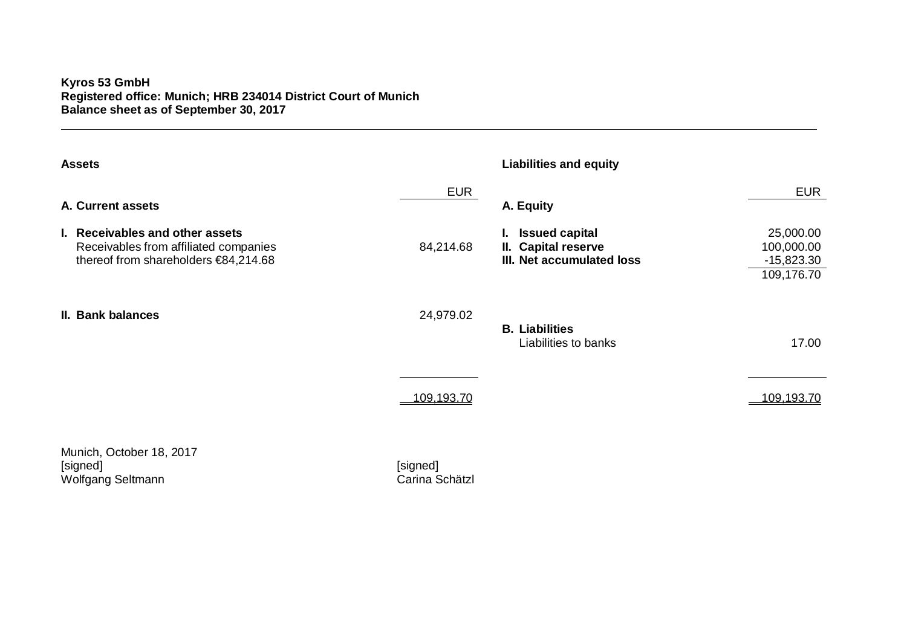**Kyros 53 GmbH**
**Registered office: Munich; HRB 234014 District Court of Munich**
**Balance sheet as of September 30, 2017**

| **Assets** | EUR | **Liabilities and equity** | EUR |
|---|---|---|---|
| **A. Current assets** | | **A. Equity** | |
| **I. Receivables and other assets** | | **I. Issued capital** | 25,000.00 |
| Receivables from affiliated companies | 84,214.68 | **II. Capital reserve** | 100,000.00 |
| thereof from shareholders €84,214.68 | | **III. Net accumulated loss** | -15,823.30 |
| | | | 109,176.70 |
| **II. Bank balances** | 24,979.02 | **B. Liabilities** | |
| | | Liabilities to banks | 17.00 |
| | 109,193.70 | | 109,193.70 |

Munich, October 18, 2017

| | |
|---|---|
| [signed] | [signed] |
| Wolfgang Seltmann | Carina Schätzl |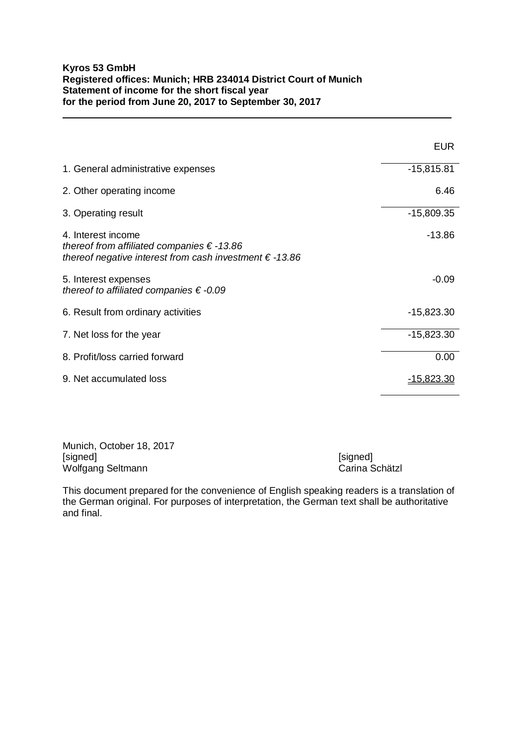**Kyros 53 GmbH**
**Registered offices: Munich; HRB 234014 District Court of Munich**
**Statement of income for the short fiscal year**
**for the period from June 20, 2017 to September 30, 2017**

| | EUR |
|---|---|
| 1. General administrative expenses | -15,815.81 |
| 2. Other operating income | 6.46 |
| 3. Operating result | -15,809.35 |
| 4. Interest income<br>*thereof from affiliated companies € -13.86*<br>*thereof negative interest from cash investment € -13.86* | -13.86 |
| 5. Interest expenses<br>*thereof to affiliated companies € -0.09* | -0.09 |
| 6. Result from ordinary activities | -15,823.30 |
| 7. Net loss for the year | -15,823.30 |
| 8. Profit/loss carried forward | 0.00 |
| 9. Net accumulated loss | -15,823.30 |

Munich, October 18, 2017
[signed]
Wolfgang Seltmann

[signed]
Carina Schätzl

This document prepared for the convenience of English speaking readers is a translation of the German original. For purposes of interpretation, the German text shall be authoritative and final.